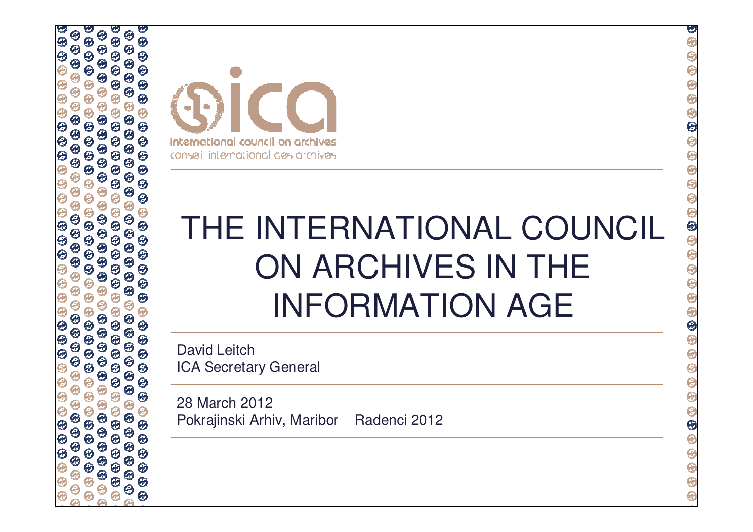international council on archives
conseil international des archives

# THE INTERNATIONAL COUNCIL ON ARCHIVES IN THE INFORMATION AGE

David Leitch
ICA Secretary General

28 March 2012
Pokrajinski Arhiv, Maribor Radenci 2012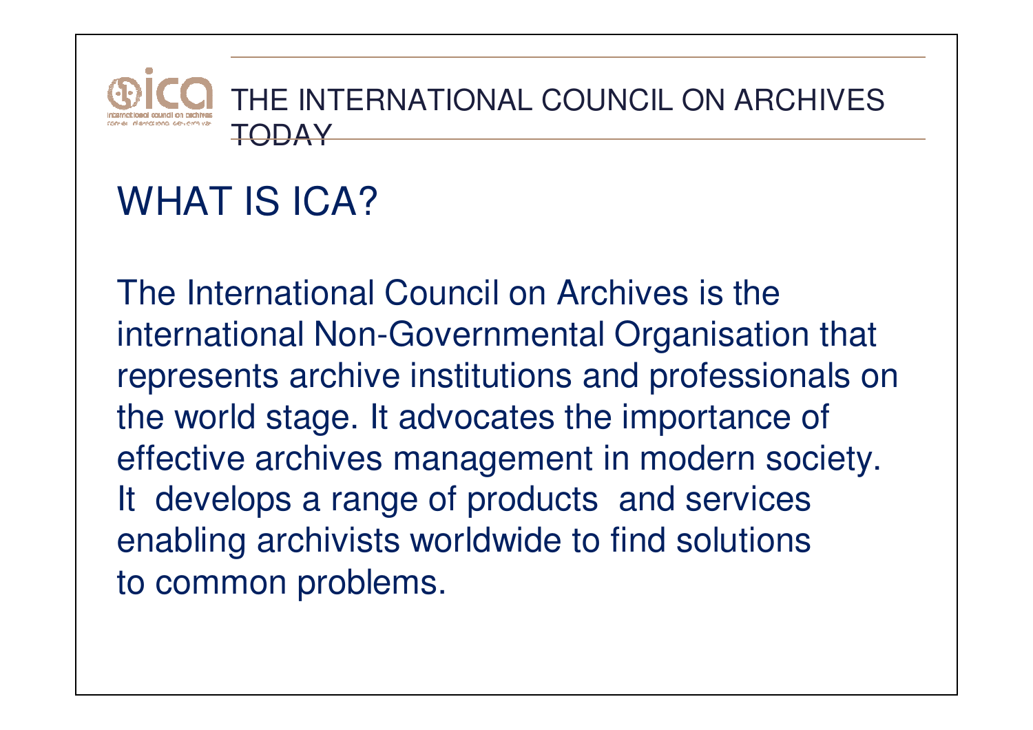THE INTERNATIONAL COUNCIL ON ARCHIVES TODAY

# WHAT IS ICA?

The International Council on Archives is the international Non-Governmental Organisation that represents archive institutions and professionals on the world stage. It advocates the importance of effective archives management in modern society. It develops a range of products and services enabling archivists worldwide to find solutions to common problems.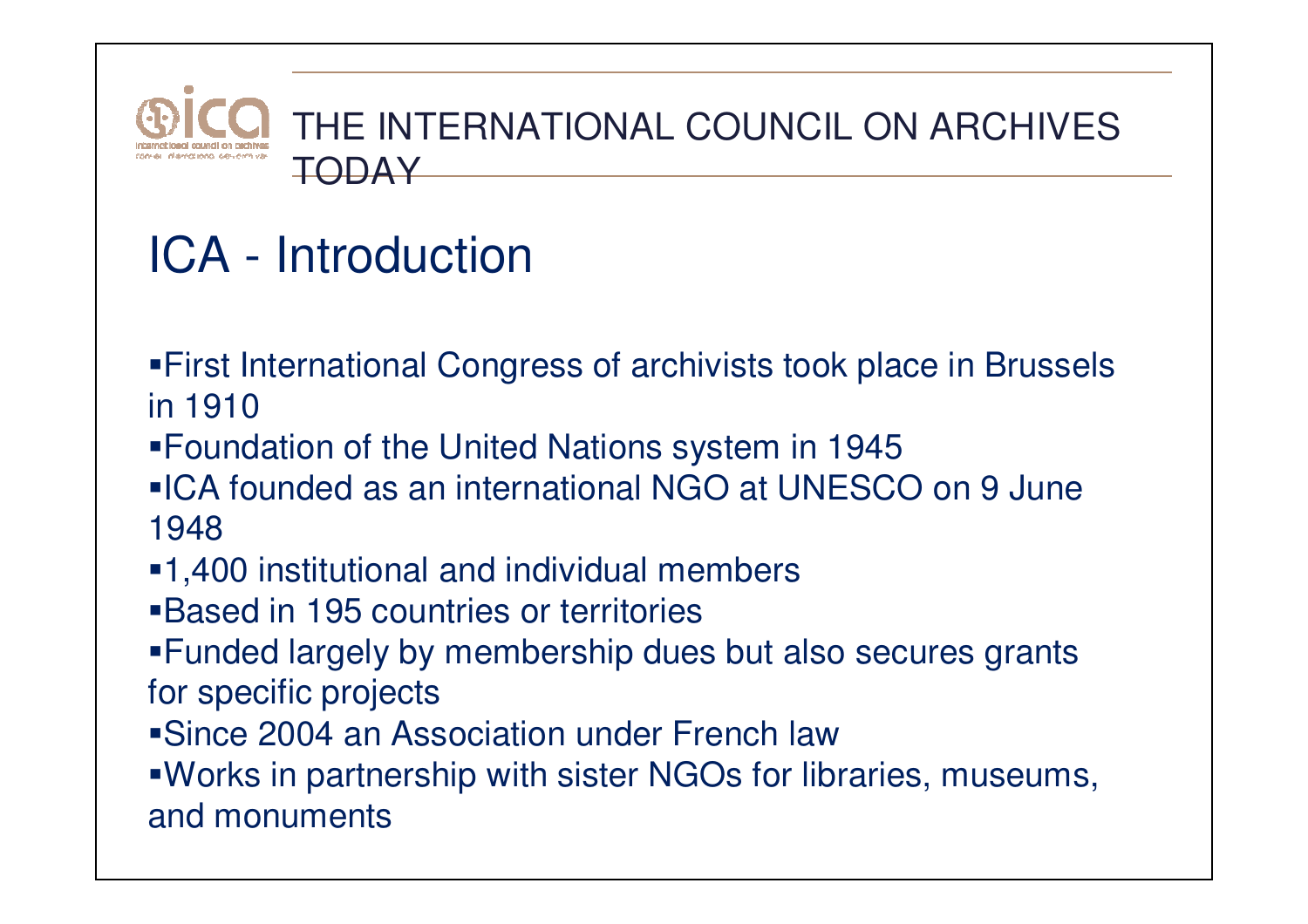THE INTERNATIONAL COUNCIL ON ARCHIVES TODAY

# ICA - Introduction

- First International Congress of archivists took place in Brussels in 1910
- Foundation of the United Nations system in 1945
- ICA founded as an international NGO at UNESCO on 9 June 1948
- 1,400 institutional and individual members
- Based in 195 countries or territories
- Funded largely by membership dues but also secures grants for specific projects
- Since 2004 an Association under French law
- Works in partnership with sister NGOs for libraries, museums, and monuments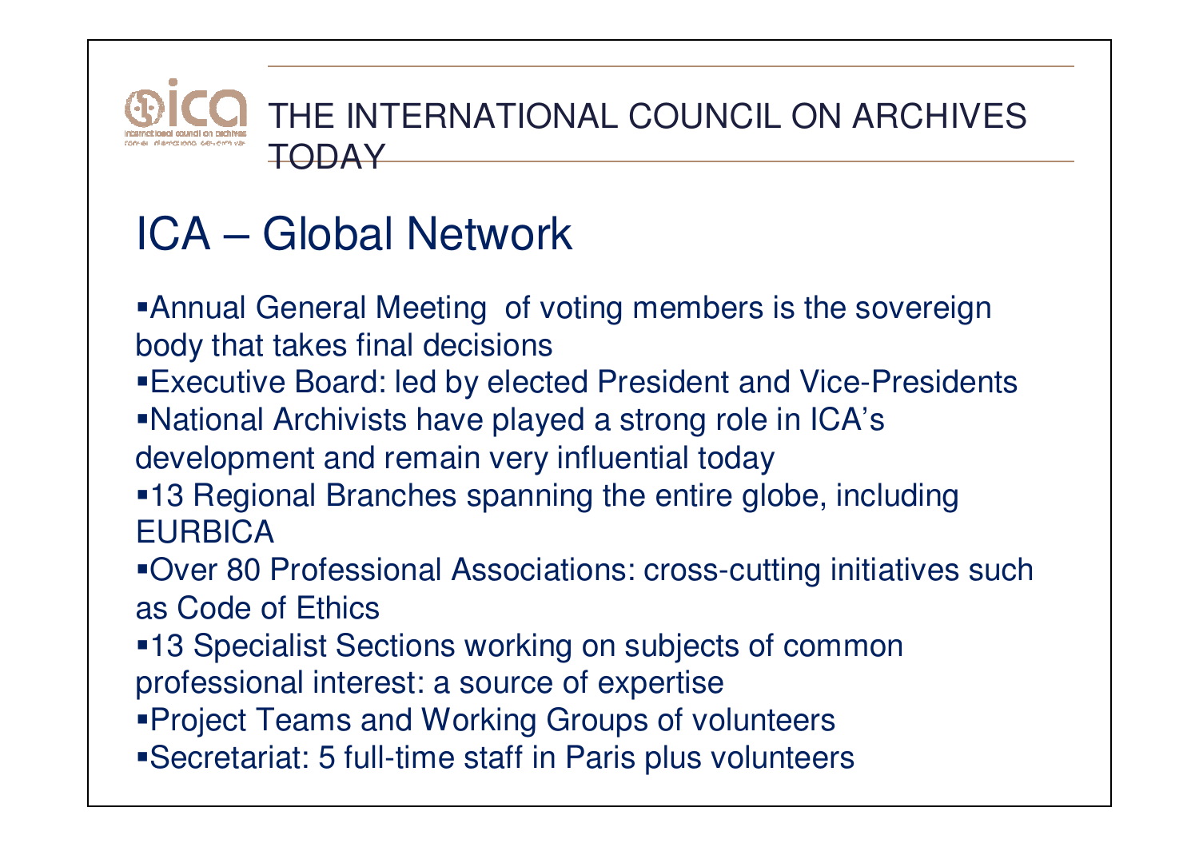THE INTERNATIONAL COUNCIL ON ARCHIVES TODAY

# ICA – Global Network

- Annual General Meeting of voting members is the sovereign body that takes final decisions
- Executive Board: led by elected President and Vice-Presidents
- National Archivists have played a strong role in ICA's development and remain very influential today
- 13 Regional Branches spanning the entire globe, including EURBICA
- Over 80 Professional Associations: cross-cutting initiatives such as Code of Ethics
- 13 Specialist Sections working on subjects of common professional interest: a source of expertise
- Project Teams and Working Groups of volunteers
- Secretariat: 5 full-time staff in Paris plus volunteers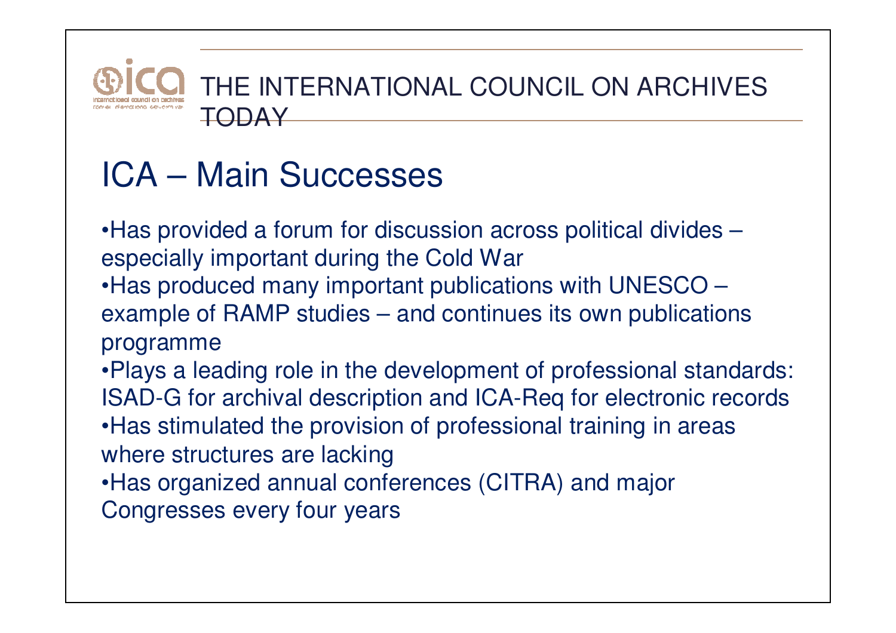THE INTERNATIONAL COUNCIL ON ARCHIVES TODAY

# ICA – Main Successes

- Has provided a forum for discussion across political divides – especially important during the Cold War
- Has produced many important publications with UNESCO – example of RAMP studies – and continues its own publications programme
- Plays a leading role in the development of professional standards: ISAD-G for archival description and ICA-Req for electronic records
- Has stimulated the provision of professional training in areas where structures are lacking
- Has organized annual conferences (CITRA) and major Congresses every four years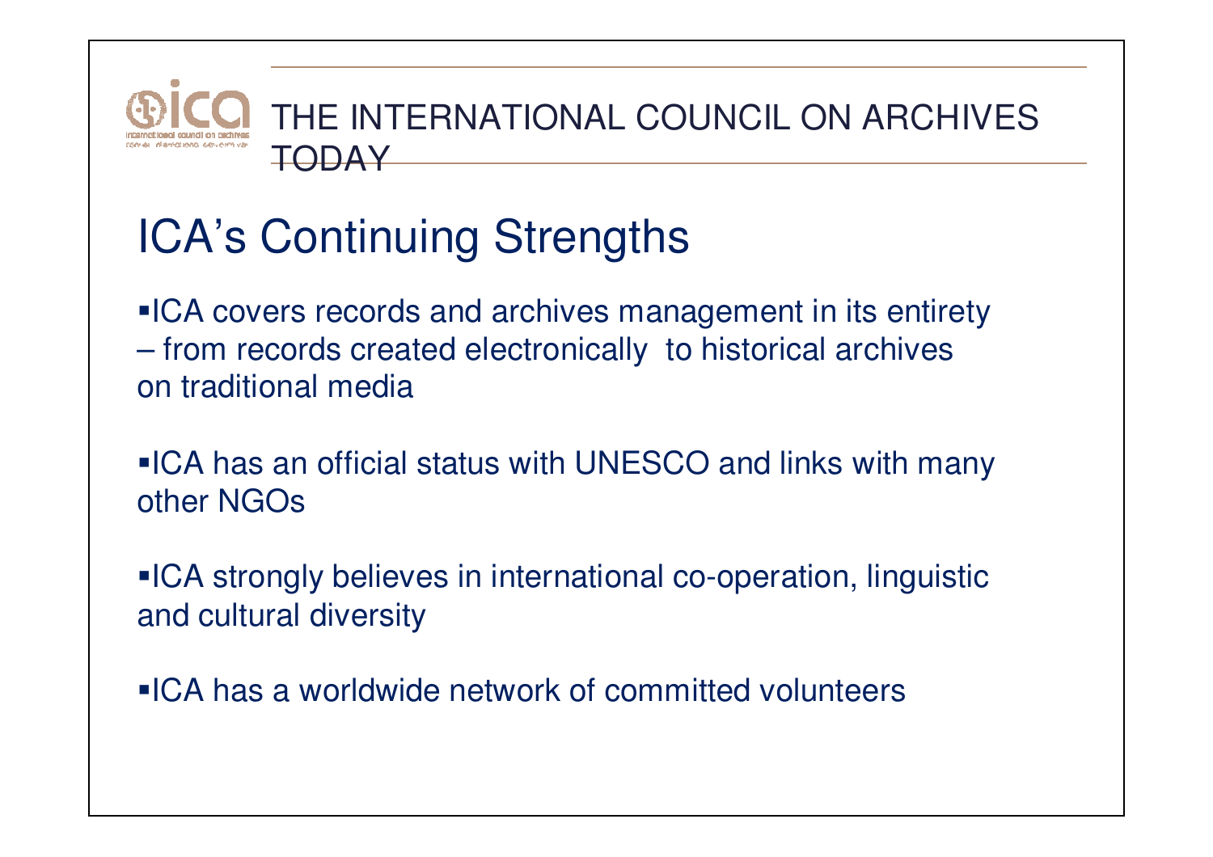THE INTERNATIONAL COUNCIL ON ARCHIVES TODAY

## ICA's Continuing Strengths

- ICA covers records and archives management in its entirety – from records created electronically to historical archives on traditional media
- ICA has an official status with UNESCO and links with many other NGOs
- ICA strongly believes in international co-operation, linguistic and cultural diversity
- ICA has a worldwide network of committed volunteers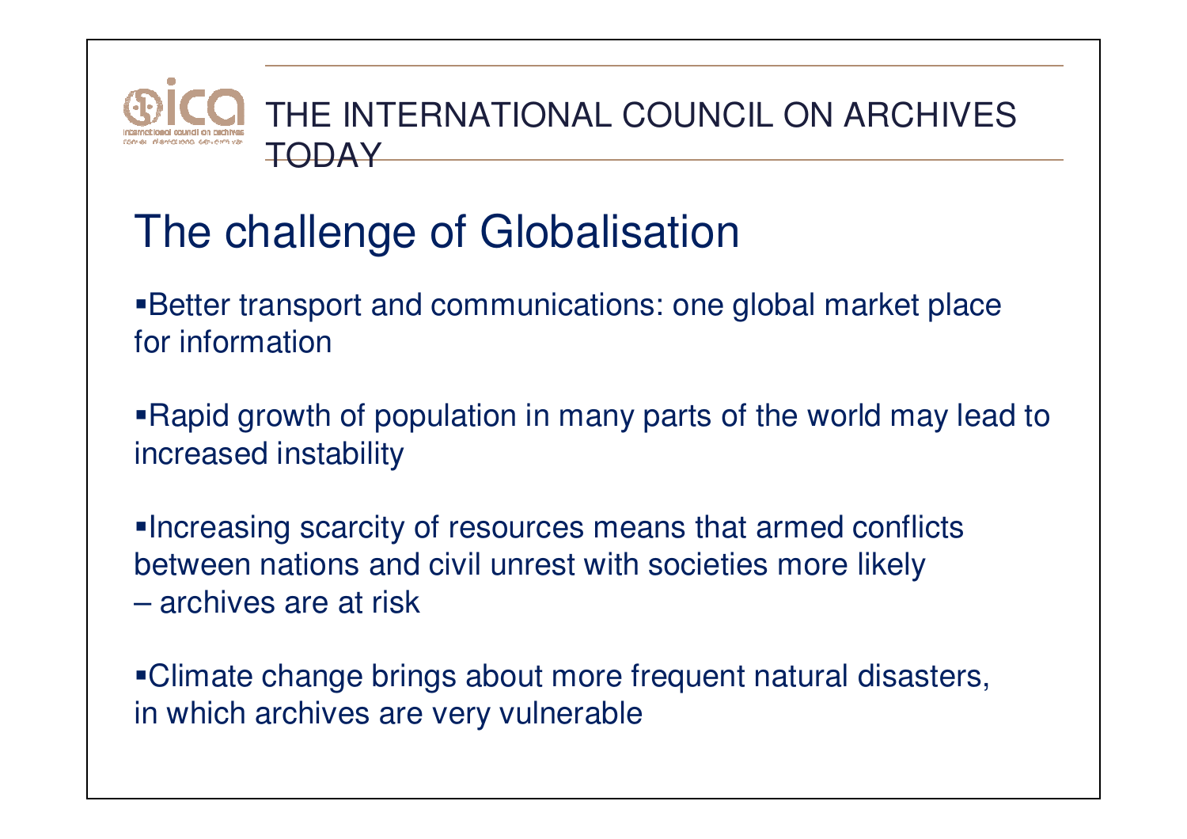THE INTERNATIONAL COUNCIL ON ARCHIVES TODAY

# The challenge of Globalisation

- Better transport and communications: one global market place for information

- Rapid growth of population in many parts of the world may lead to increased instability

- Increasing scarcity of resources means that armed conflicts between nations and civil unrest with societies more likely – archives are at risk

- Climate change brings about more frequent natural disasters, in which archives are very vulnerable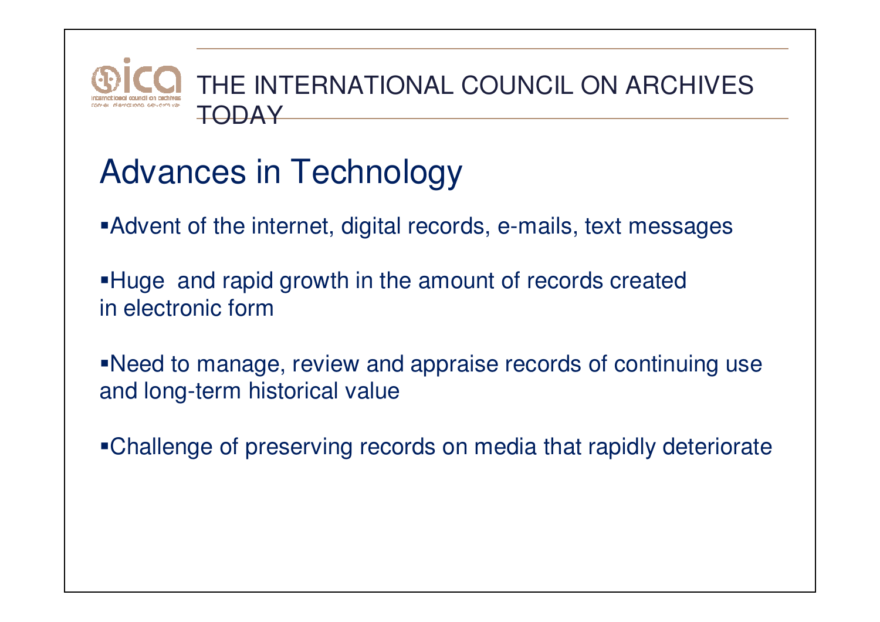# Advances in Technology

- Advent of the internet, digital records, e-mails, text messages
- Huge and rapid growth in the amount of records created in electronic form
- Need to manage, review and appraise records of continuing use and long-term historical value
- Challenge of preserving records on media that rapidly deteriorate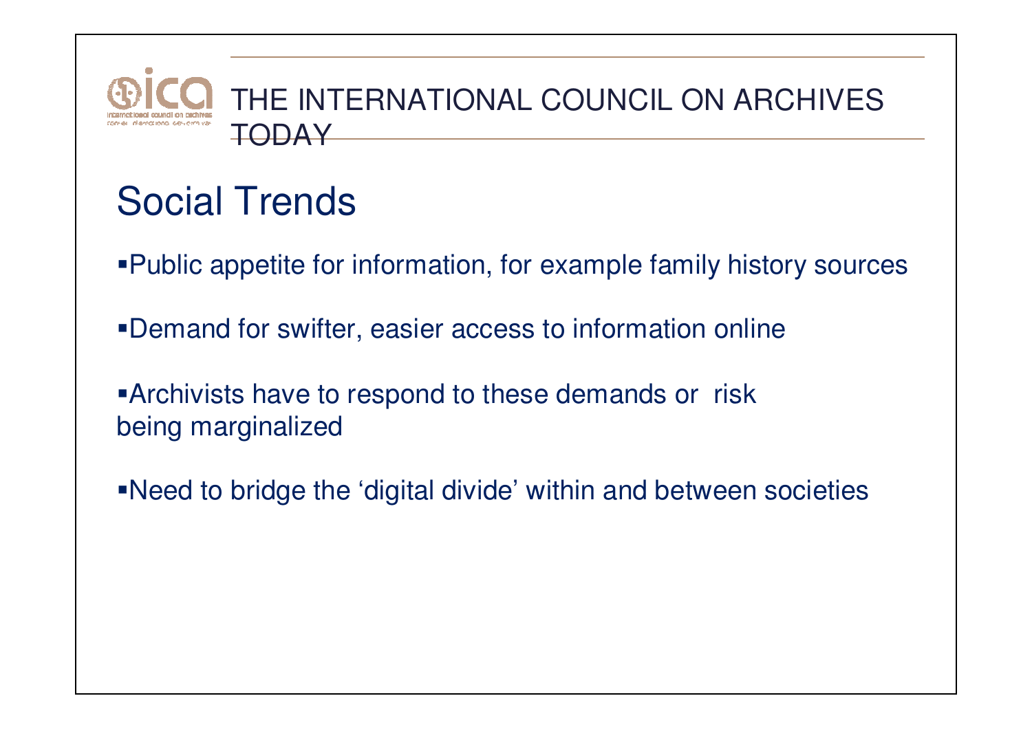THE INTERNATIONAL COUNCIL ON ARCHIVES TODAY

# Social Trends

- Public appetite for information, for example family history sources
- Demand for swifter, easier access to information online
- Archivists have to respond to these demands or risk being marginalized
- Need to bridge the 'digital divide' within and between societies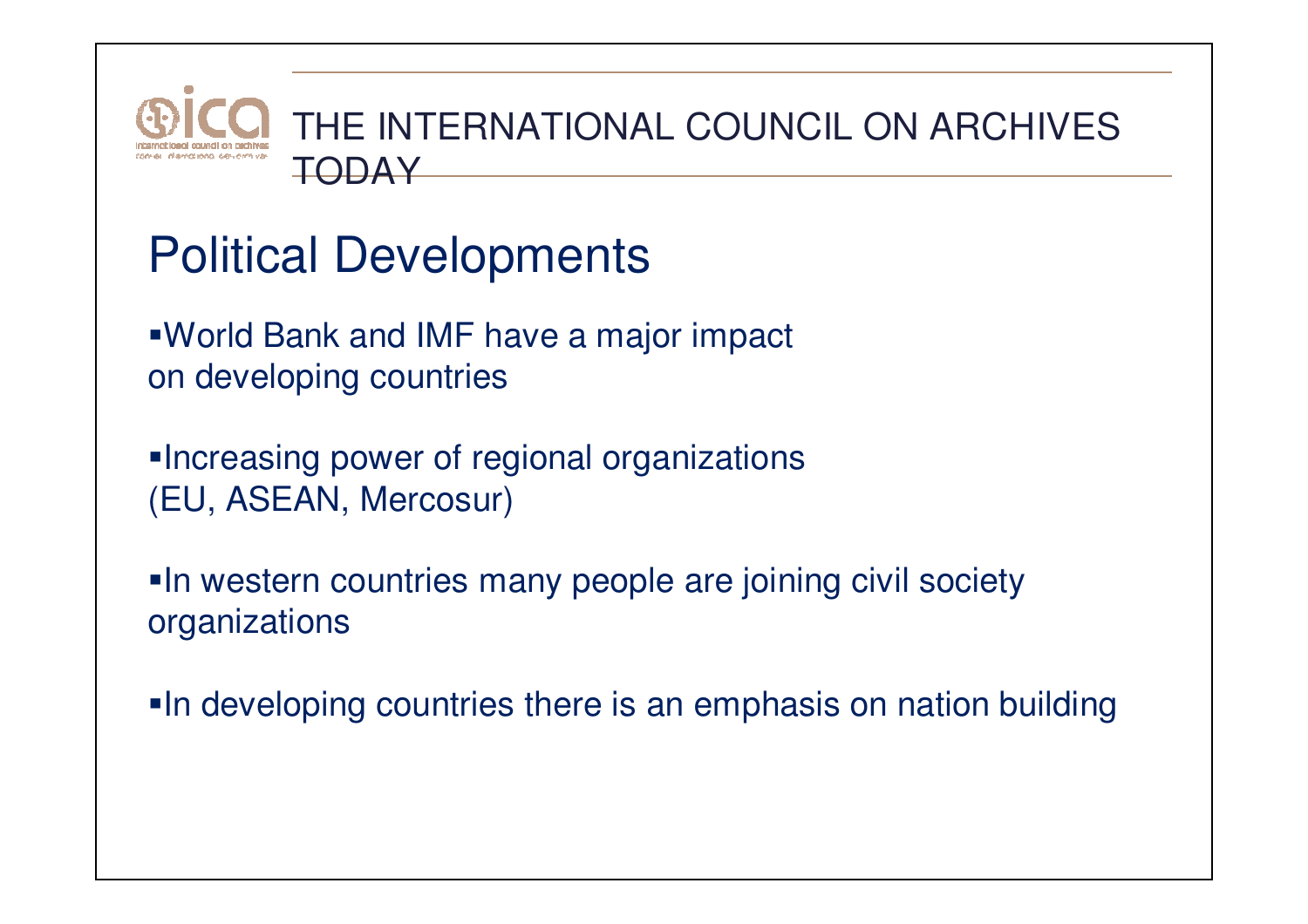THE INTERNATIONAL COUNCIL ON ARCHIVES TODAY

# Political Developments

- World Bank and IMF have a major impact on developing countries
- Increasing power of regional organizations (EU, ASEAN, Mercosur)
- In western countries many people are joining civil society organizations
- In developing countries there is an emphasis on nation building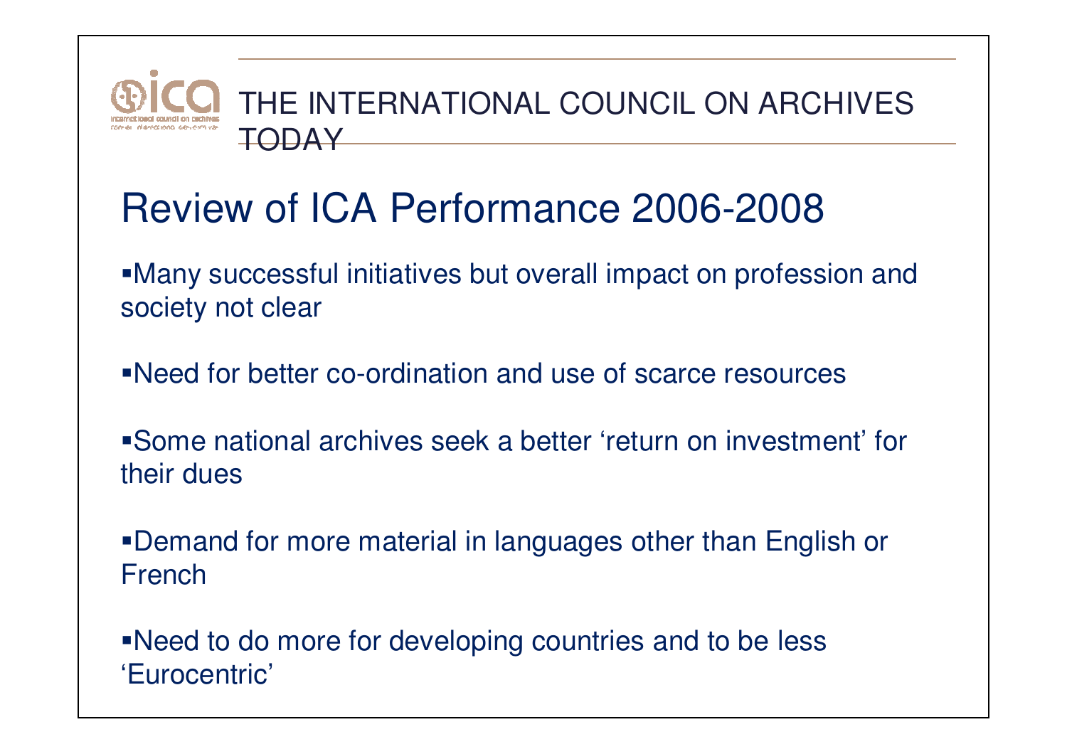THE INTERNATIONAL COUNCIL ON ARCHIVES TODAY

# Review of ICA Performance 2006-2008

- Many successful initiatives but overall impact on profession and society not clear
- Need for better co-ordination and use of scarce resources
- Some national archives seek a better 'return on investment' for their dues
- Demand for more material in languages other than English or French
- Need to do more for developing countries and to be less 'Eurocentric'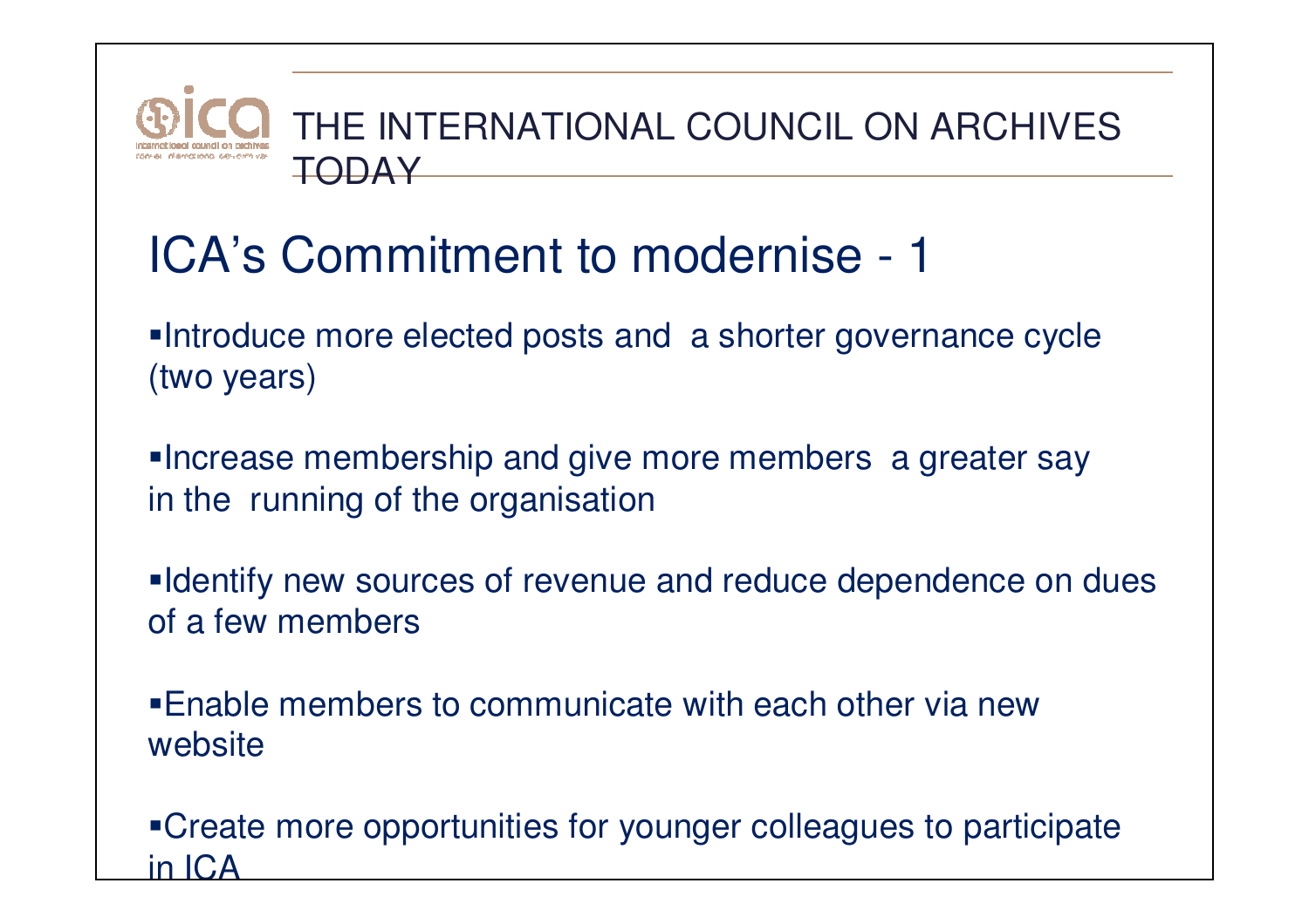THE INTERNATIONAL COUNCIL ON ARCHIVES TODAY

# ICA's Commitment to modernise - 1

- Introduce more elected posts and a shorter governance cycle (two years)
- Increase membership and give more members a greater say in the running of the organisation
- Identify new sources of revenue and reduce dependence on dues of a few members
- Enable members to communicate with each other via new website
- Create more opportunities for younger colleagues to participate in ICA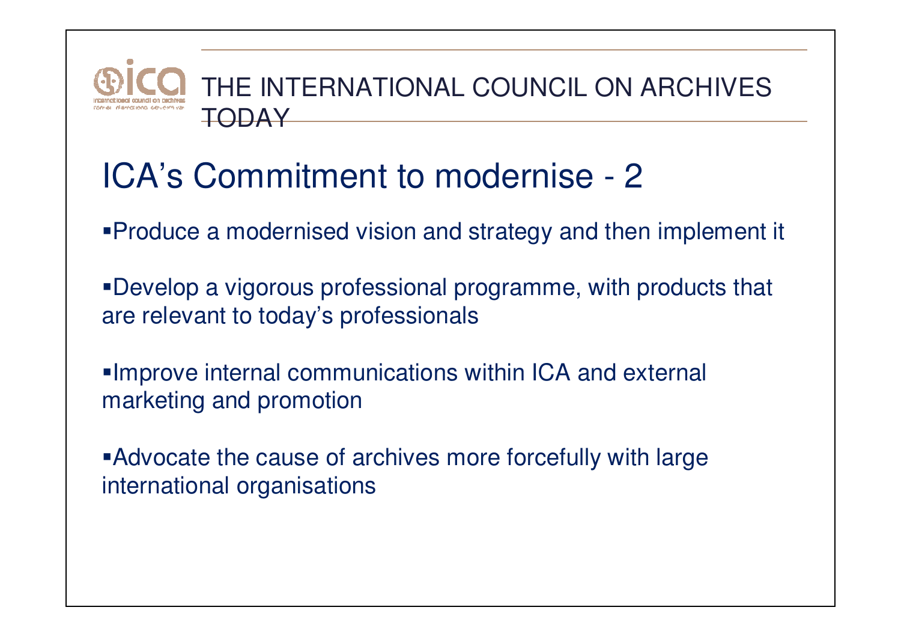THE INTERNATIONAL COUNCIL ON ARCHIVES TODAY

# ICA's Commitment to modernise - 2

- Produce a modernised vision and strategy and then implement it
- Develop a vigorous professional programme, with products that are relevant to today's professionals
- Improve internal communications within ICA and external marketing and promotion
- Advocate the cause of archives more forcefully with large international organisations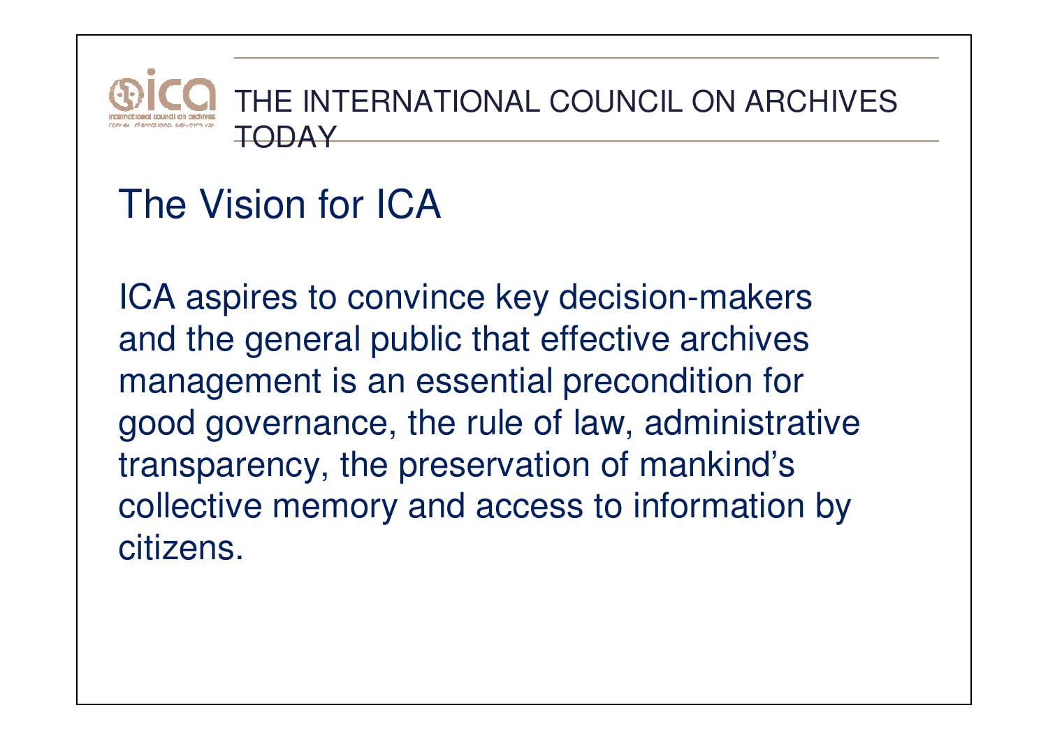# THE INTERNATIONAL COUNCIL ON ARCHIVES TODAY

## The Vision for ICA

ICA aspires to convince key decision-makers and the general public that effective archives management is an essential precondition for good governance, the rule of law, administrative transparency, the preservation of mankind's collective memory and access to information by citizens.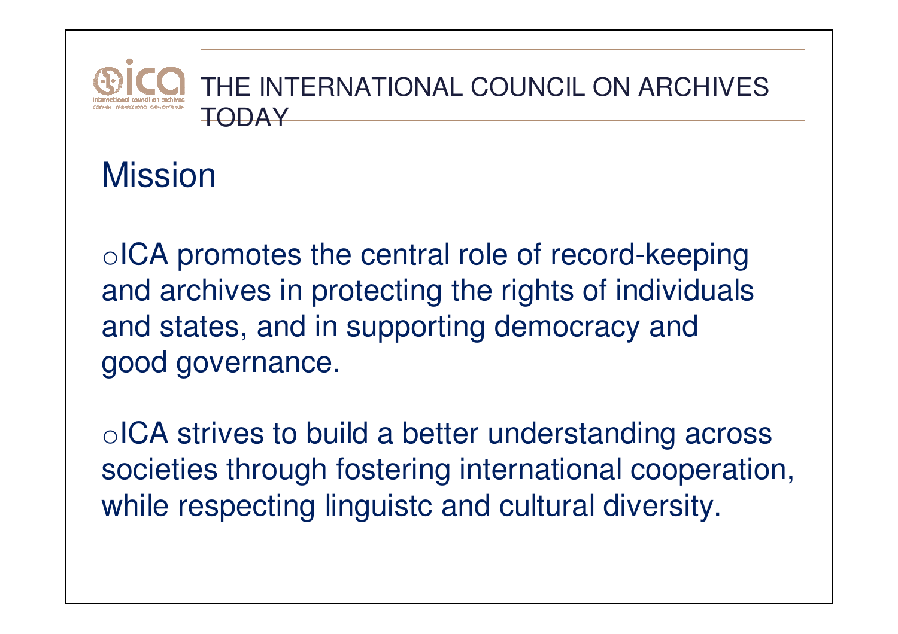# THE INTERNATIONAL COUNCIL ON ARCHIVES TODAY

## Mission

- ICA promotes the central role of record-keeping and archives in protecting the rights of individuals and states, and in supporting democracy and good governance.
- ICA strives to build a better understanding across societies through fostering international cooperation, while respecting linguistc and cultural diversity.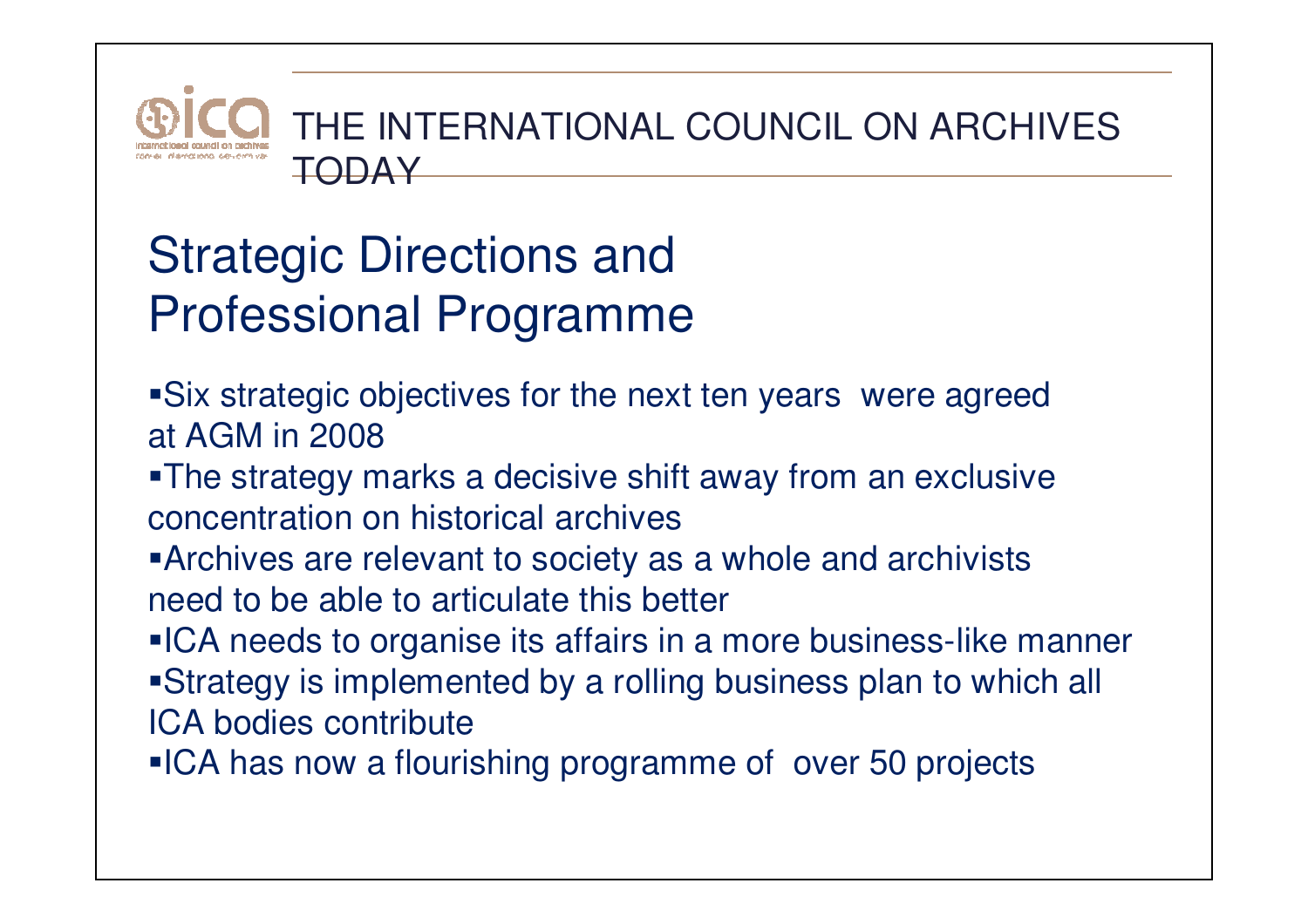# THE INTERNATIONAL COUNCIL ON ARCHIVES TODAY

## Strategic Directions and Professional Programme

- Six strategic objectives for the next ten years were agreed at AGM in 2008
- The strategy marks a decisive shift away from an exclusive concentration on historical archives
- Archives are relevant to society as a whole and archivists need to be able to articulate this better
- ICA needs to organise its affairs in a more business-like manner
- Strategy is implemented by a rolling business plan to which all ICA bodies contribute
- ICA has now a flourishing programme of over 50 projects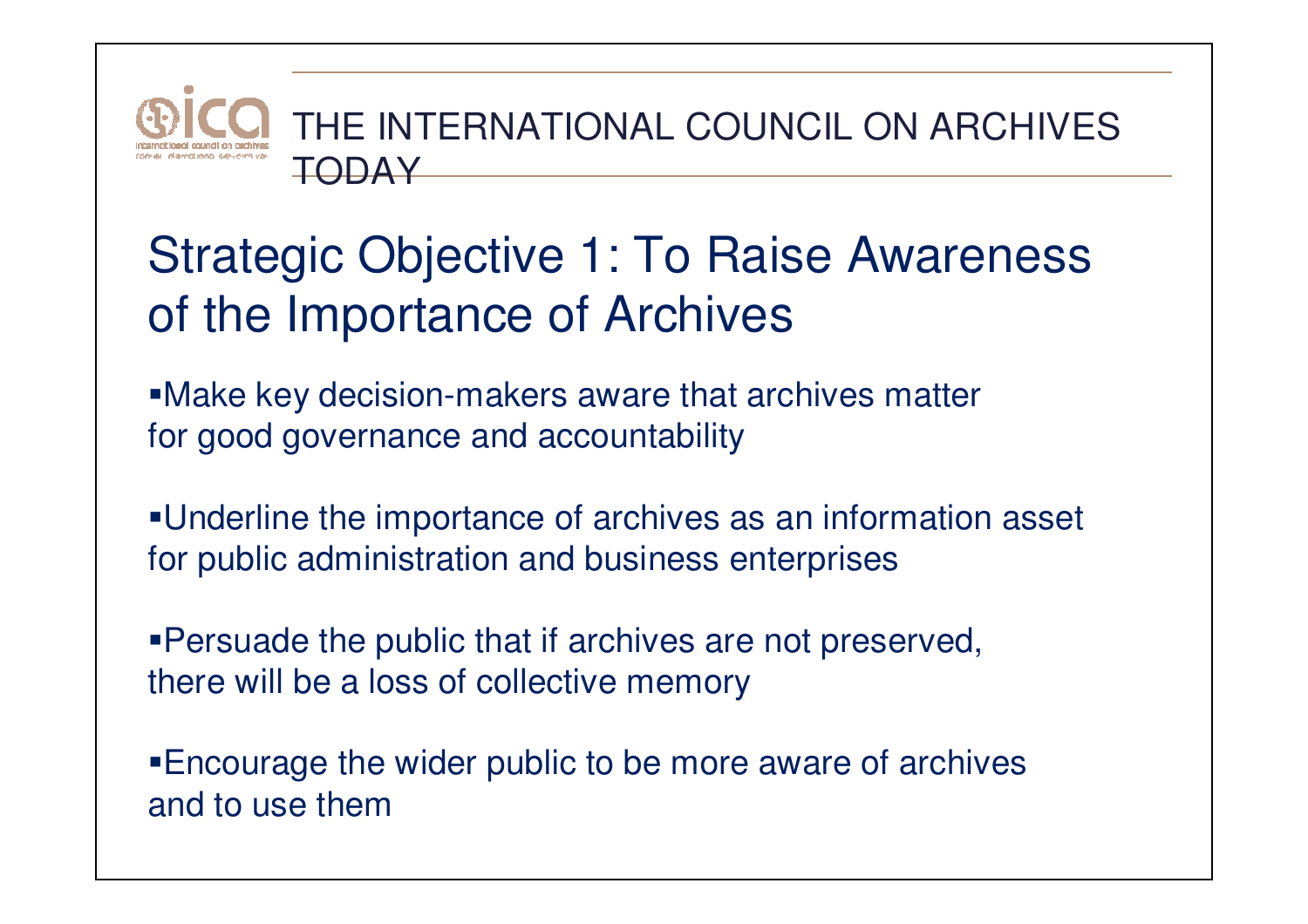THE INTERNATIONAL COUNCIL ON ARCHIVES TODAY

# Strategic Objective 1: To Raise Awareness of the Importance of Archives

- Make key decision-makers aware that archives matter for good governance and accountability
- Underline the importance of archives as an information asset for public administration and business enterprises
- Persuade the public that if archives are not preserved, there will be a loss of collective memory
- Encourage the wider public to be more aware of archives and to use them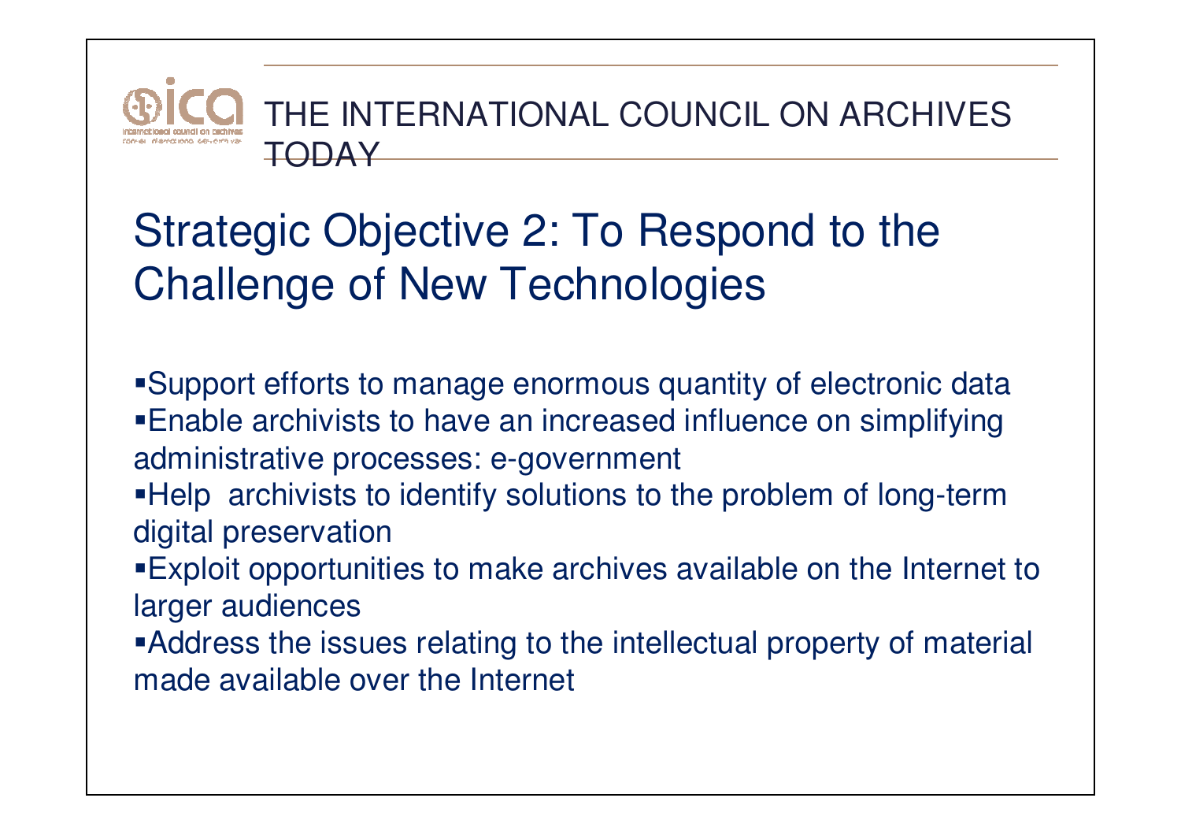THE INTERNATIONAL COUNCIL ON ARCHIVES TODAY

# Strategic Objective 2: To Respond to the Challenge of New Technologies

- Support efforts to manage enormous quantity of electronic data
- Enable archivists to have an increased influence on simplifying administrative processes: e-government
- Help archivists to identify solutions to the problem of long-term digital preservation
- Exploit opportunities to make archives available on the Internet to larger audiences
- Address the issues relating to the intellectual property of material made available over the Internet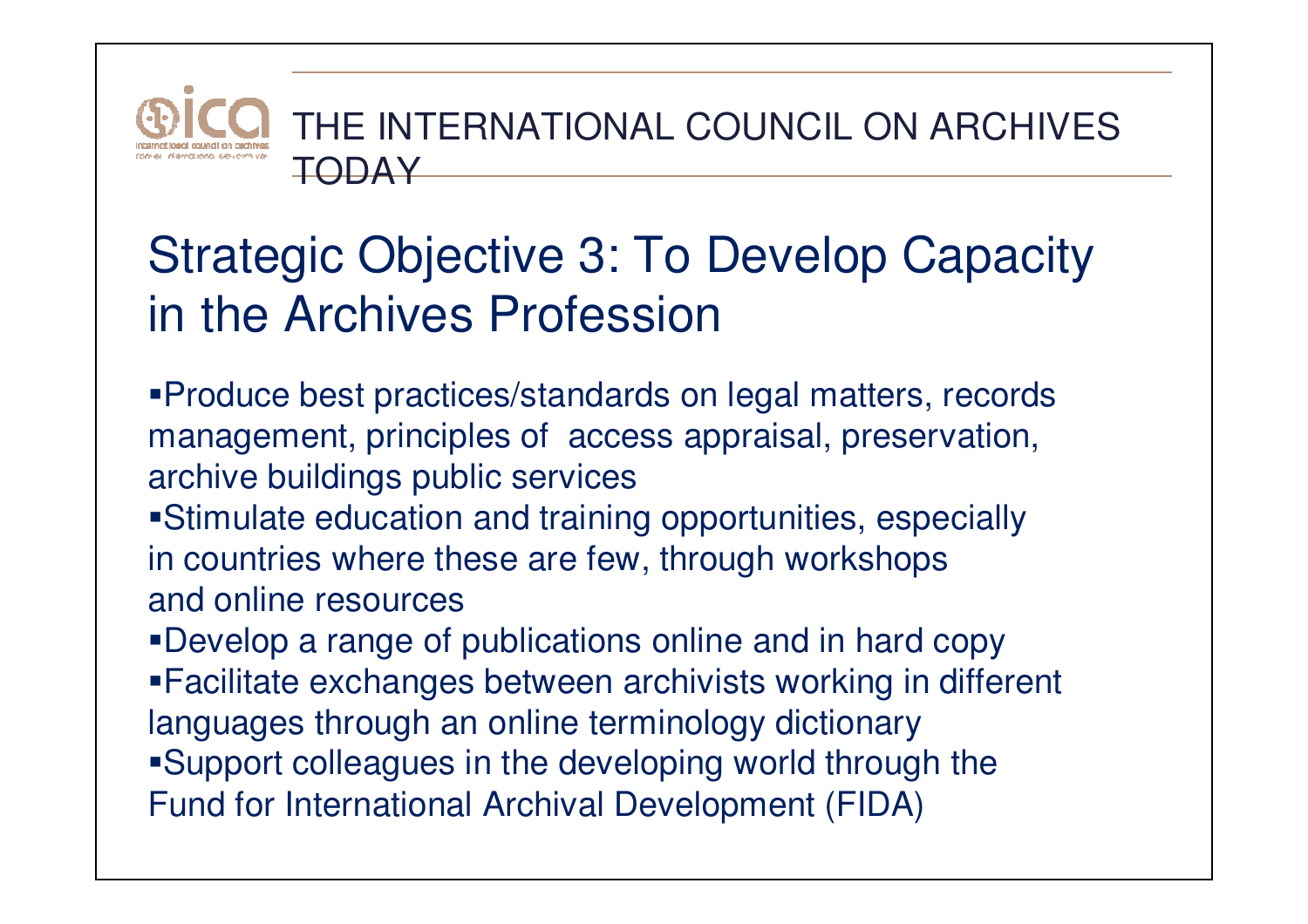THE INTERNATIONAL COUNCIL ON ARCHIVES TODAY

# Strategic Objective 3: To Develop Capacity in the Archives Profession

- Produce best practices/standards on legal matters, records management, principles of access appraisal, preservation, archive buildings public services
- Stimulate education and training opportunities, especially in countries where these are few, through workshops and online resources
- Develop a range of publications online and in hard copy
- Facilitate exchanges between archivists working in different languages through an online terminology dictionary
- Support colleagues in the developing world through the Fund for International Archival Development (FIDA)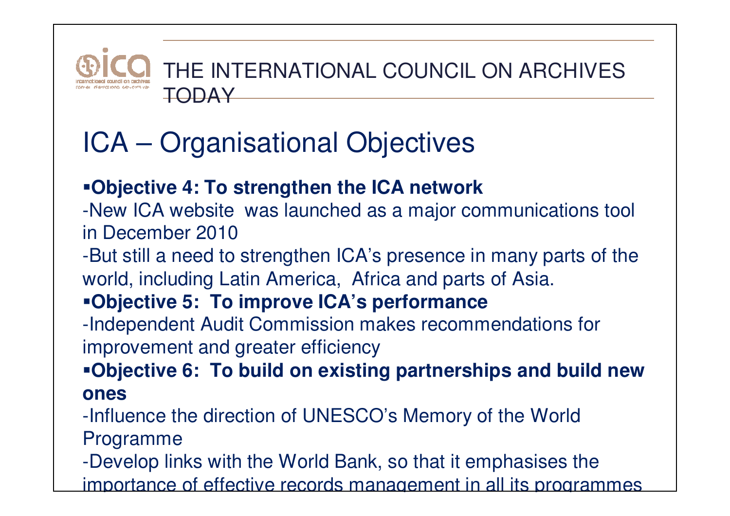THE INTERNATIONAL COUNCIL ON ARCHIVES TODAY

# ICA – Organisational Objectives

- **Objective 4: To strengthen the ICA network**

-New ICA website was launched as a major communications tool in December 2010

-But still a need to strengthen ICA's presence in many parts of the world, including Latin America, Africa and parts of Asia.

- **Objective 5: To improve ICA's performance**

-Independent Audit Commission makes recommendations for improvement and greater efficiency

- **Objective 6: To build on existing partnerships and build new ones**

-Influence the direction of UNESCO's Memory of the World Programme

-Develop links with the World Bank, so that it emphasises the importance of effective records management in all its programmes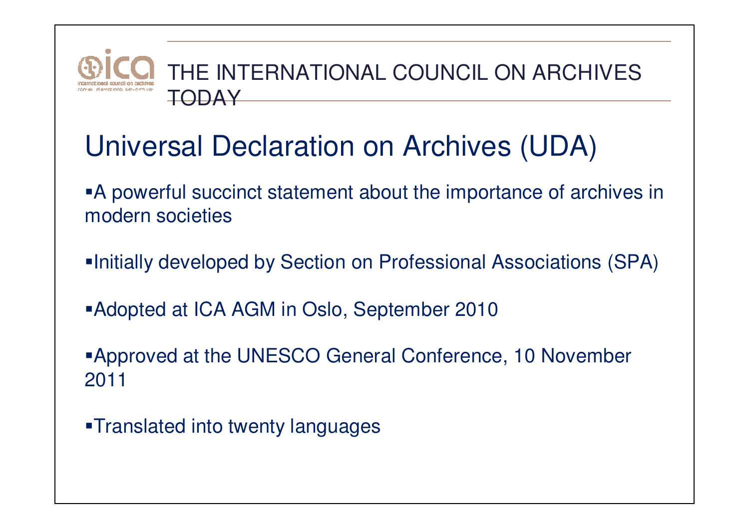THE INTERNATIONAL COUNCIL ON ARCHIVES TODAY

# Universal Declaration on Archives (UDA)

- A powerful succinct statement about the importance of archives in modern societies
- Initially developed by Section on Professional Associations (SPA)
- Adopted at ICA AGM in Oslo, September 2010
- Approved at the UNESCO General Conference, 10 November 2011
- Translated into twenty languages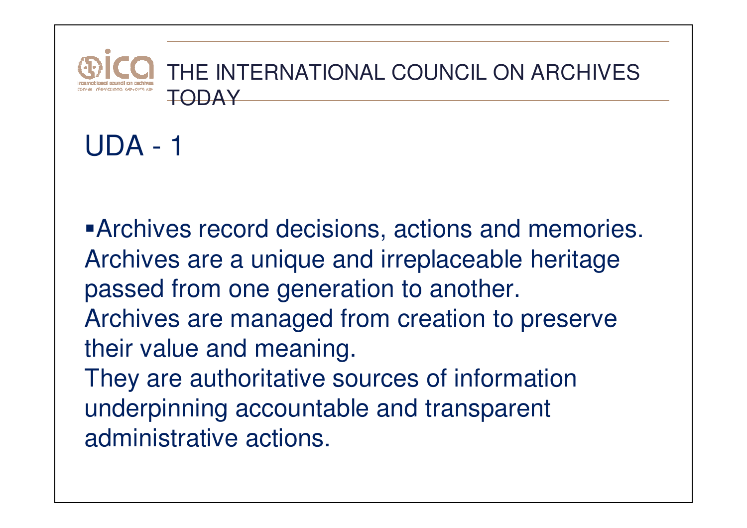THE INTERNATIONAL COUNCIL ON ARCHIVES TODAY

# UDA - 1

- Archives record decisions, actions and memories. Archives are a unique and irreplaceable heritage passed from one generation to another. Archives are managed from creation to preserve their value and meaning. They are authoritative sources of information underpinning accountable and transparent administrative actions.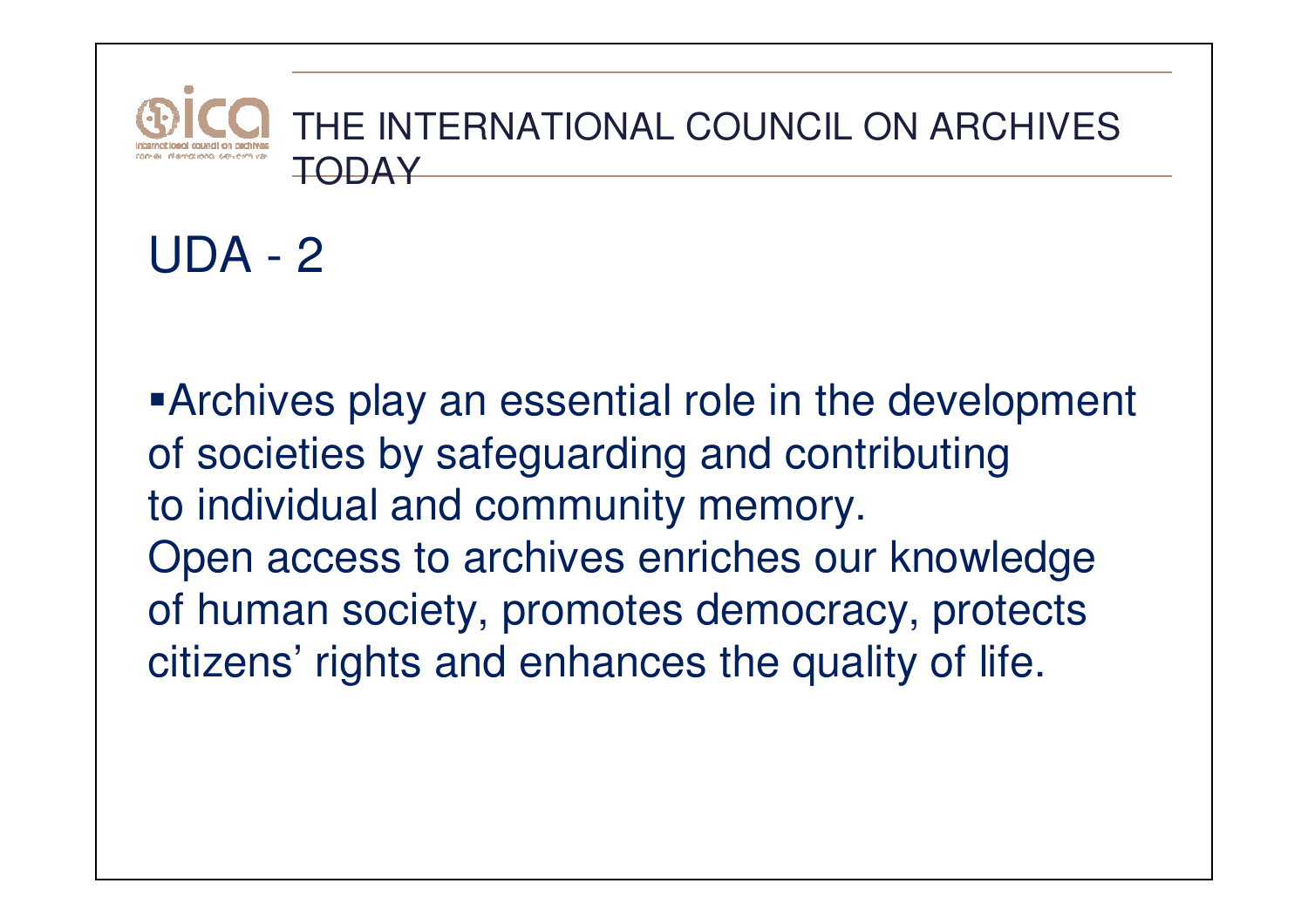THE INTERNATIONAL COUNCIL ON ARCHIVES TODAY

# UDA - 2

- Archives play an essential role in the development of societies by safeguarding and contributing to individual and community memory. Open access to archives enriches our knowledge of human society, promotes democracy, protects citizens' rights and enhances the quality of life.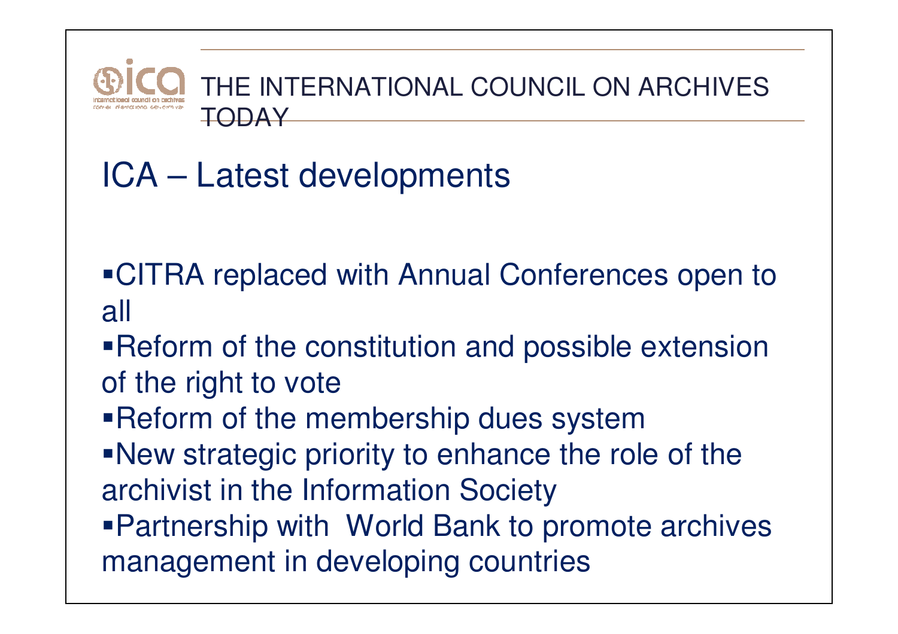THE INTERNATIONAL COUNCIL ON ARCHIVES TODAY

# ICA – Latest developments

- CITRA replaced with Annual Conferences open to all
- Reform of the constitution and possible extension of the right to vote
- Reform of the membership dues system
- New strategic priority to enhance the role of the archivist in the Information Society
- Partnership with World Bank to promote archives management in developing countries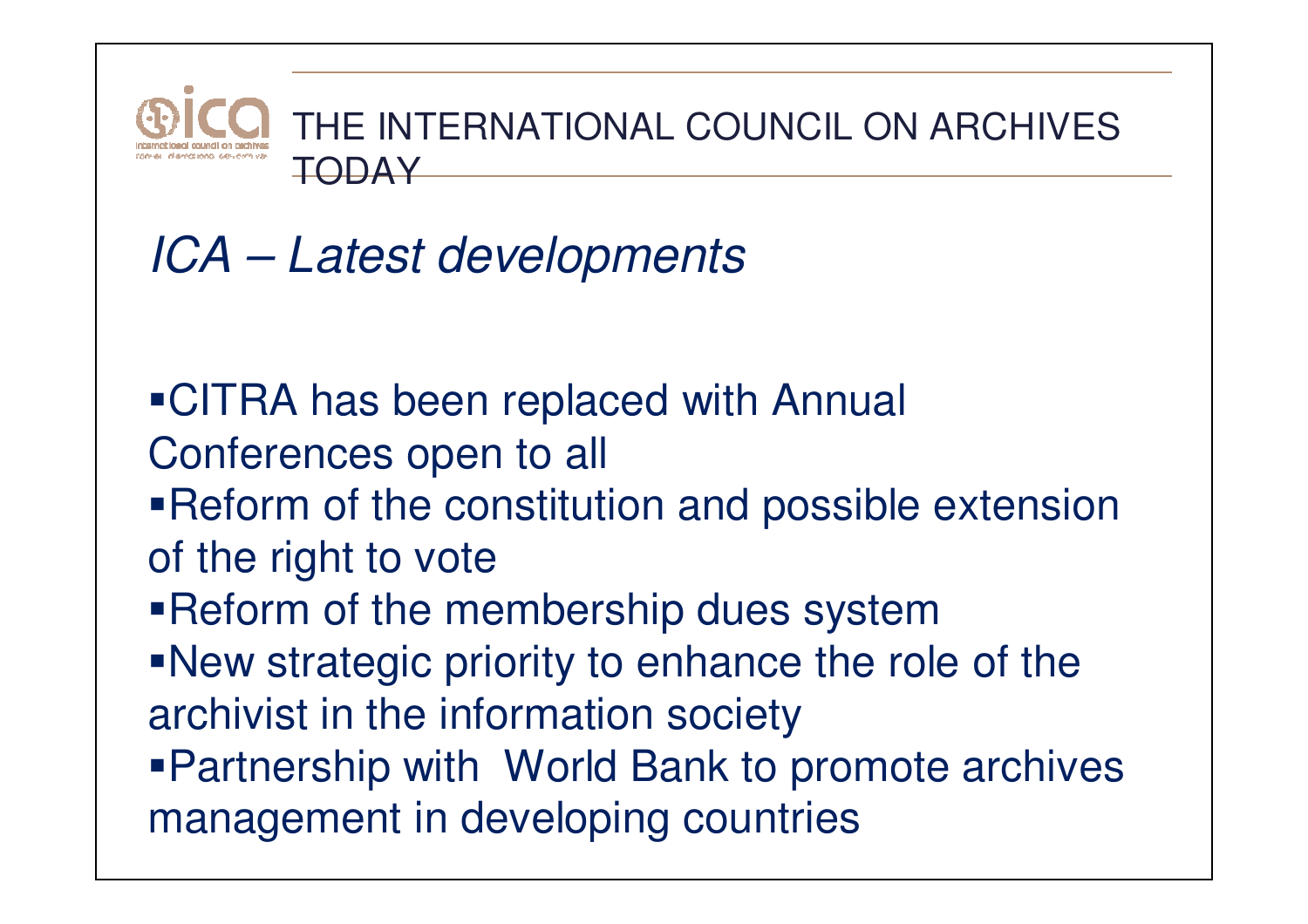THE INTERNATIONAL COUNCIL ON ARCHIVES TODAY

## *ICA – Latest developments*

- CITRA has been replaced with Annual Conferences open to all
- Reform of the constitution and possible extension of the right to vote
- Reform of the membership dues system
- New strategic priority to enhance the role of the archivist in the information society
- Partnership with World Bank to promote archives management in developing countries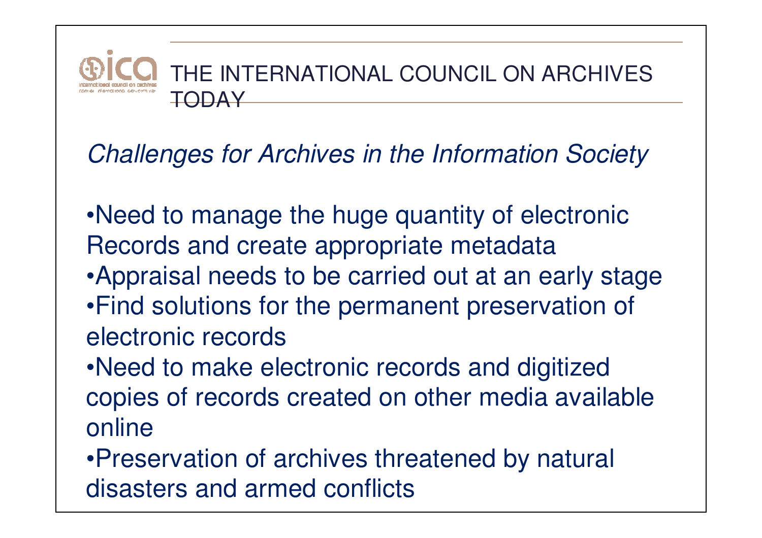# THE INTERNATIONAL COUNCIL ON ARCHIVES TODAY

*Challenges for Archives in the Information Society*

- Need to manage the huge quantity of electronic Records and create appropriate metadata
- Appraisal needs to be carried out at an early stage
- Find solutions for the permanent preservation of electronic records
- Need to make electronic records and digitized copies of records created on other media available online
- Preservation of archives threatened by natural disasters and armed conflicts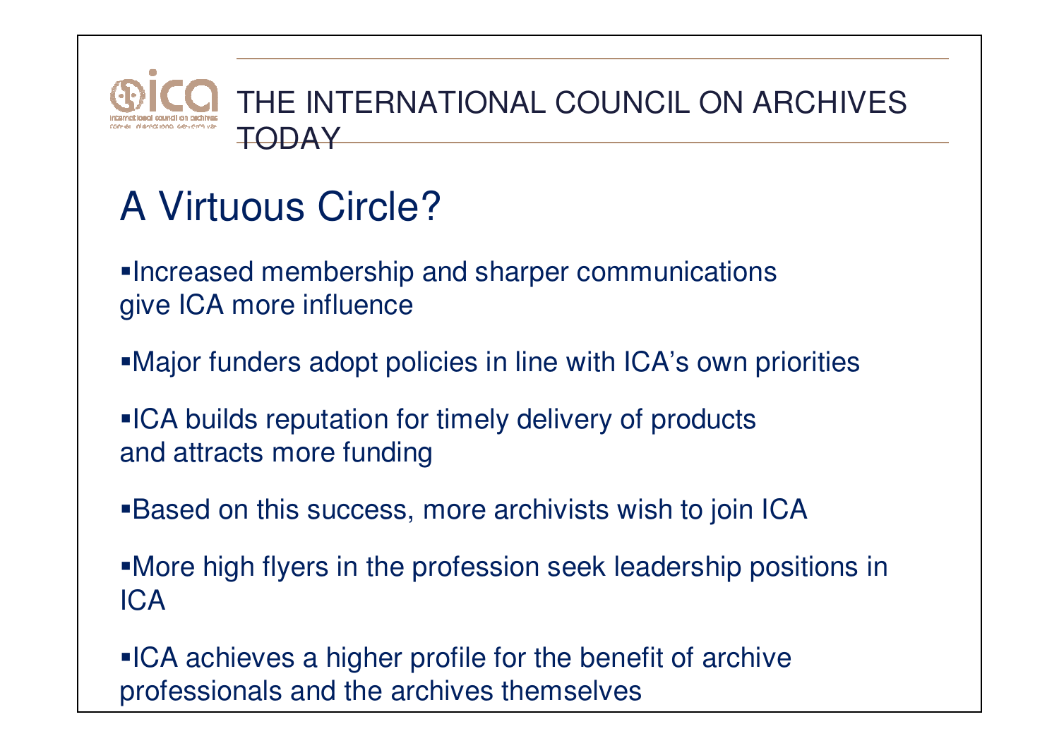THE INTERNATIONAL COUNCIL ON ARCHIVES TODAY

# A Virtuous Circle?

- Increased membership and sharper communications give ICA more influence
- Major funders adopt policies in line with ICA's own priorities
- ICA builds reputation for timely delivery of products and attracts more funding
- Based on this success, more archivists wish to join ICA
- More high flyers in the profession seek leadership positions in ICA
- ICA achieves a higher profile for the benefit of archive professionals and the archives themselves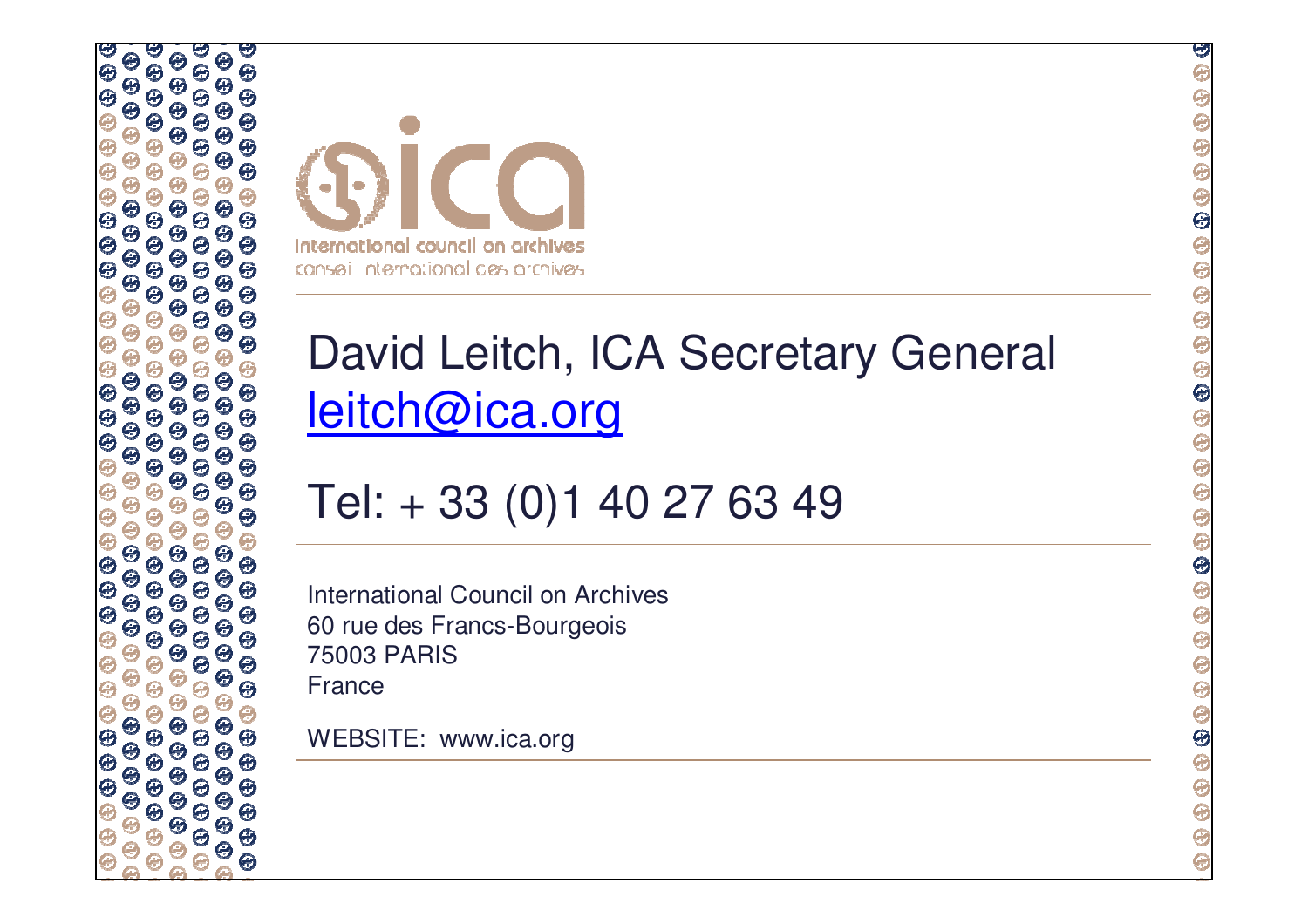ica

international council on archives

conseil international des archives

David Leitch, ICA Secretary General

leitch@ica.org

Tel: + 33 (0)1 40 27 63 49

International Council on Archives
60 rue des Francs-Bourgeois
75003 PARIS
France

WEBSITE: www.ica.org